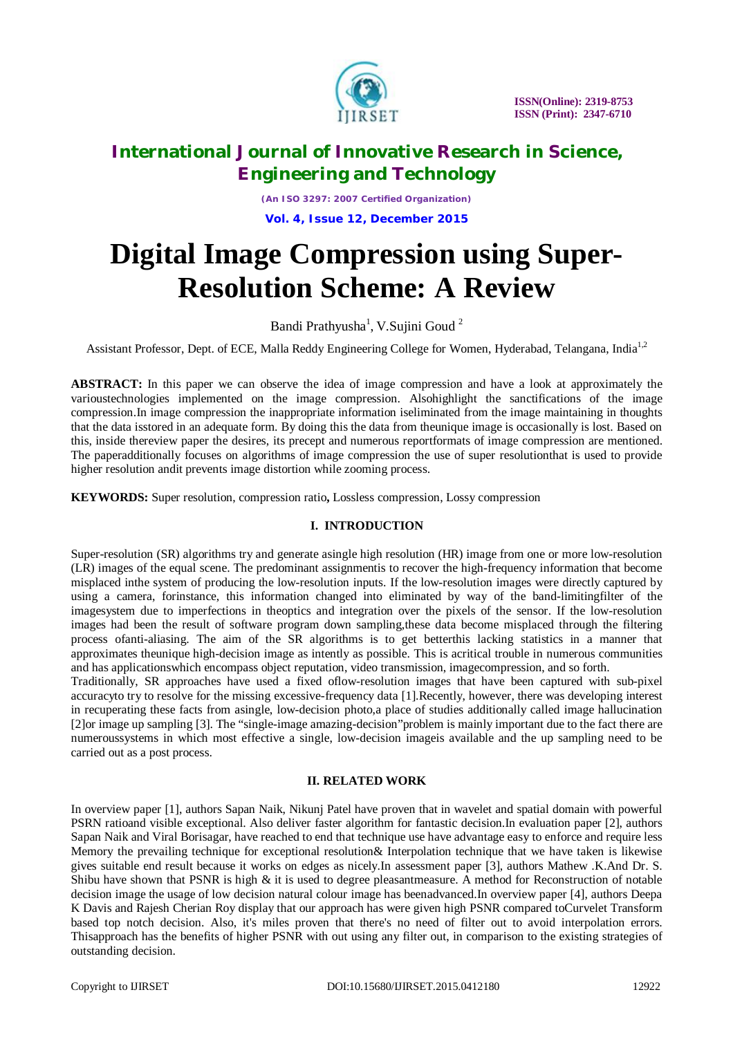# Digital Image Compression using Super-Resolution Scheme: A Review

Bandi Prathyusha[1], V.Sujini Goud [2]

Assistant Professor, Dept. of ECE, Malla Reddy Engineering College for Women, Hyderabad, Telangana, India[1,2]

**ABSTRACT:** In this paper we can observe the idea of image compression and have a look at approximately the varioustechnologies implemented on the image compression. Alsohighlight the sanctifications of the image compression.In image compression the inappropriate information iseliminated from the image maintaining in thoughts that the data isstored in an adequate form. By doing this the data from theunique image is occasionally is lost. Based on this, inside thereview paper the desires, its precept and numerous reportformats of image compression are mentioned. The paperadditionally focuses on algorithms of image compression the use of super resolutionthat is used to provide higher resolution andit prevents image distortion while zooming process.

**KEYWORDS:** Super resolution, compression ratio**,** Lossless compression, Lossy compression

## I. INTRODUCTION

Super-resolution (SR) algorithms try and generate asingle high resolution (HR) image from one or more low-resolution (LR) images of the equal scene. The predominant assignmentis to recover the high-frequency information that become misplaced inthe system of producing the low-resolution inputs. If the low-resolution images were directly captured by using a camera, forinstance, this information changed into eliminated by way of the band-limitingfilter of the imagesystem due to imperfections in theoptics and integration over the pixels of the sensor. If the low-resolution images had been the result of software program down sampling,these data become misplaced through the filtering process ofanti-aliasing. The aim of the SR algorithms is to get betterthis lacking statistics in a manner that approximates theunique high-decision image as intently as possible. This is acritical trouble in numerous communities and has applicationswhich encompass object reputation, video transmission, imagecompression, and so forth.

Traditionally, SR approaches have used a fixed oflow-resolution images that have been captured with sub-pixel accuracyto try to resolve for the missing excessive-frequency data [1].Recently, however, there was developing interest in recuperating these facts from asingle, low-decision photo,a place of studies additionally called image hallucination [2]or image up sampling [3]. The "single-image amazing-decision"problem is mainly important due to the fact there are numeroussystems in which most effective a single, low-decision imageis available and the up sampling need to be carried out as a post process.

## II. RELATED WORK

In overview paper [1], authors Sapan Naik, Nikunj Patel have proven that in wavelet and spatial domain with powerful PSRN ratioand visible exceptional. Also deliver faster algorithm for fantastic decision.In evaluation paper [2], authors Sapan Naik and Viral Borisagar, have reached to end that technique use have advantage easy to enforce and require less Memory the prevailing technique for exceptional resolution& Interpolation technique that we have taken is likewise gives suitable end result because it works on edges as nicely.In assessment paper [3], authors Mathew .K.And Dr. S. Shibu have shown that PSNR is high & it is used to degree pleasantmeasure. A method for Reconstruction of notable decision image the usage of low decision natural colour image has beenadvanced.In overview paper [4], authors Deepa K Davis and Rajesh Cherian Roy display that our approach has were given high PSNR compared toCurvelet Transform based top notch decision. Also, it's miles proven that there's no need of filter out to avoid interpolation errors. Thisapproach has the benefits of higher PSNR with out using any filter out, in comparison to the existing strategies of outstanding decision.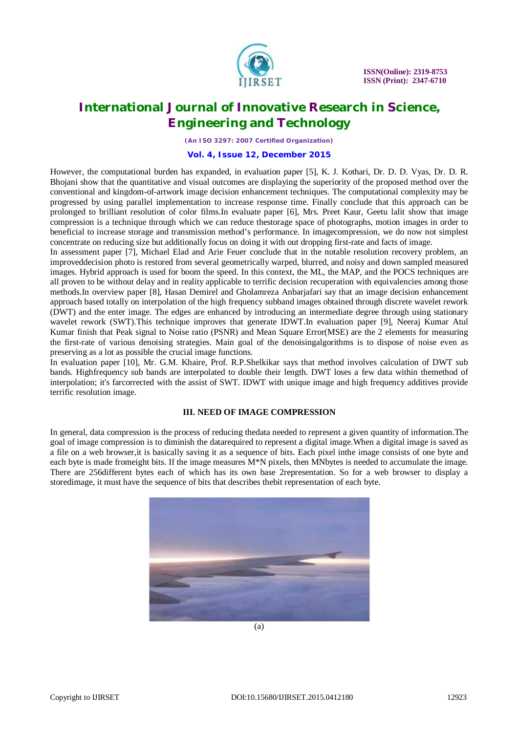However, the computational burden has expanded, in evaluation paper [5], K. J. Kothari, Dr. D. D. Vyas, Dr. D. R. Bhojani show that the quantitative and visual outcomes are displaying the superiority of the proposed method over the conventional and kingdom-of-artwork image decision enhancement techniques. The computational complexity may be progressed by using parallel implementation to increase response time. Finally conclude that this approach can be prolonged to brilliant resolution of color films.In evaluate paper [6], Mrs. Preet Kaur, Geetu lalit show that image compression is a technique through which we can reduce thestorage space of photographs, motion images in order to beneficial to increase storage and transmission method's performance. In imagecompression, we do now not simplest concentrate on reducing size but additionally focus on doing it with out dropping first-rate and facts of image.

In assessment paper [7], Michael Elad and Arie Feuer conclude that in the notable resolution recovery problem, an improveddecision photo is restored from several geometrically warped, blurred, and noisy and down sampled measured images. Hybrid approach is used for boom the speed. In this context, the ML, the MAP, and the POCS techniques are all proven to be without delay and in reality applicable to terrific decision recuperation with equivalencies among those methods.In overview paper [8], Hasan Demirel and Gholamreza Anbarjafari say that an image decision enhancement approach based totally on interpolation of the high frequency subband images obtained through discrete wavelet rework (DWT) and the enter image. The edges are enhanced by introducing an intermediate degree through using stationary wavelet rework (SWT).This technique improves that generate IDWT.In evaluation paper [9], Neeraj Kumar Atul Kumar finish that Peak signal to Noise ratio (PSNR) and Mean Square Error(MSE) are the 2 elements for measuring the first-rate of various denoising strategies. Main goal of the denoisingalgorithms is to dispose of noise even as preserving as a lot as possible the crucial image functions.

In evaluation paper [10], Mr. G.M. Khaire, Prof. R.P.Shelkikar says that method involves calculation of DWT sub bands. Highfrequency sub bands are interpolated to double their length. DWT loses a few data within themethod of interpolation; it's farcorrected with the assist of SWT. IDWT with unique image and high frequency additives provide terrific resolution image.

## III. NEED OF IMAGE COMPRESSION

In general, data compression is the process of reducing thedata needed to represent a given quantity of information.The goal of image compression is to diminish the datarequired to represent a digital image.When a digital image is saved as a file on a web browser,it is basically saving it as a sequence of bits. Each pixel inthe image consists of one byte and each byte is made fromeight bits. If the image measures M*N pixels, then MNbytes is needed to accumulate the image. There are 256different bytes each of which has its own base 2representation. So for a web browser to display a storedimage, it must have the sequence of bits that describes thebit representation of each byte.

(a)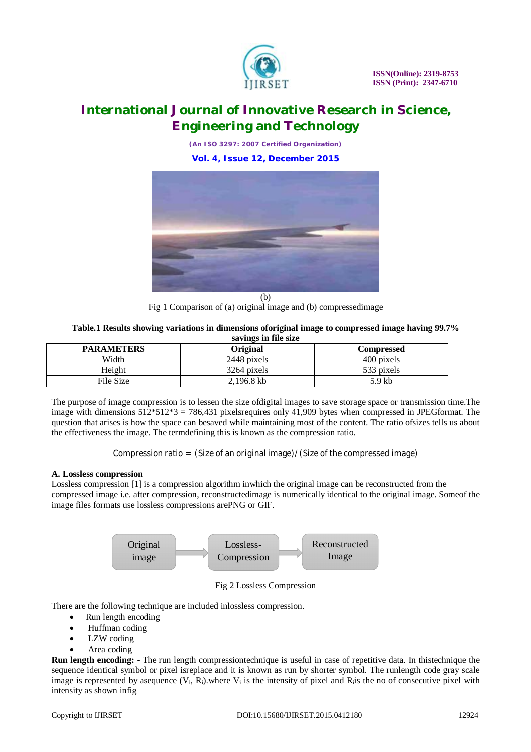(b)

Fig 1 Comparison of (a) original image and (b) compressedimage

**Table.1 Results showing variations in dimensions oforiginal image to compressed image having 99.7% savings in file size**

| PARAMETERS | Original | Compressed |
|---|---|---|
| Width | 2448 pixels | 400 pixels |
| Height | 3264 pixels | 533 pixels |
| File Size | 2,196.8 kb | 5.9 kb |

The purpose of image compression is to lessen the size ofdigital images to save storage space or transmission time.The image with dimensions 512\*512\*3 = 786,431 pixelsrequires only 41,909 bytes when compressed in JPEGformat. The question that arises is how the space can besaved while maintaining most of the content. The ratio ofsizes tells us about the effectiveness the image. The termdefining this is known as the compression ratio.

$$\text{Compression ratio} = (\text{Size of an original image}) / (\text{Size of the compressed image})$$

**A. Lossless compression**

Lossless compression [1] is a compression algorithm inwhich the original image can be reconstructed from the compressed image i.e. after compression, reconstructedimage is numerically identical to the original image. Someof the image files formats use lossless compressions arePNG or GIF.

Original image → Lossless-Compression → Reconstructed Image

Fig 2 Lossless Compression

There are the following technique are included inlossless compression.

- Run length encoding
- Huffman coding
- LZW coding
- Area coding

**Run length encoding:** - The run length compressiontechnique is useful in case of repetitive data. In thistechnique the sequence identical symbol or pixel isreplace and it is known as run by shorter symbol. The runlength code gray scale image is represented by asequence ($V_i$, $R_i$).where $V_i$ is the intensity of pixel and $R_i$is the no of consecutive pixel with intensity as shown infig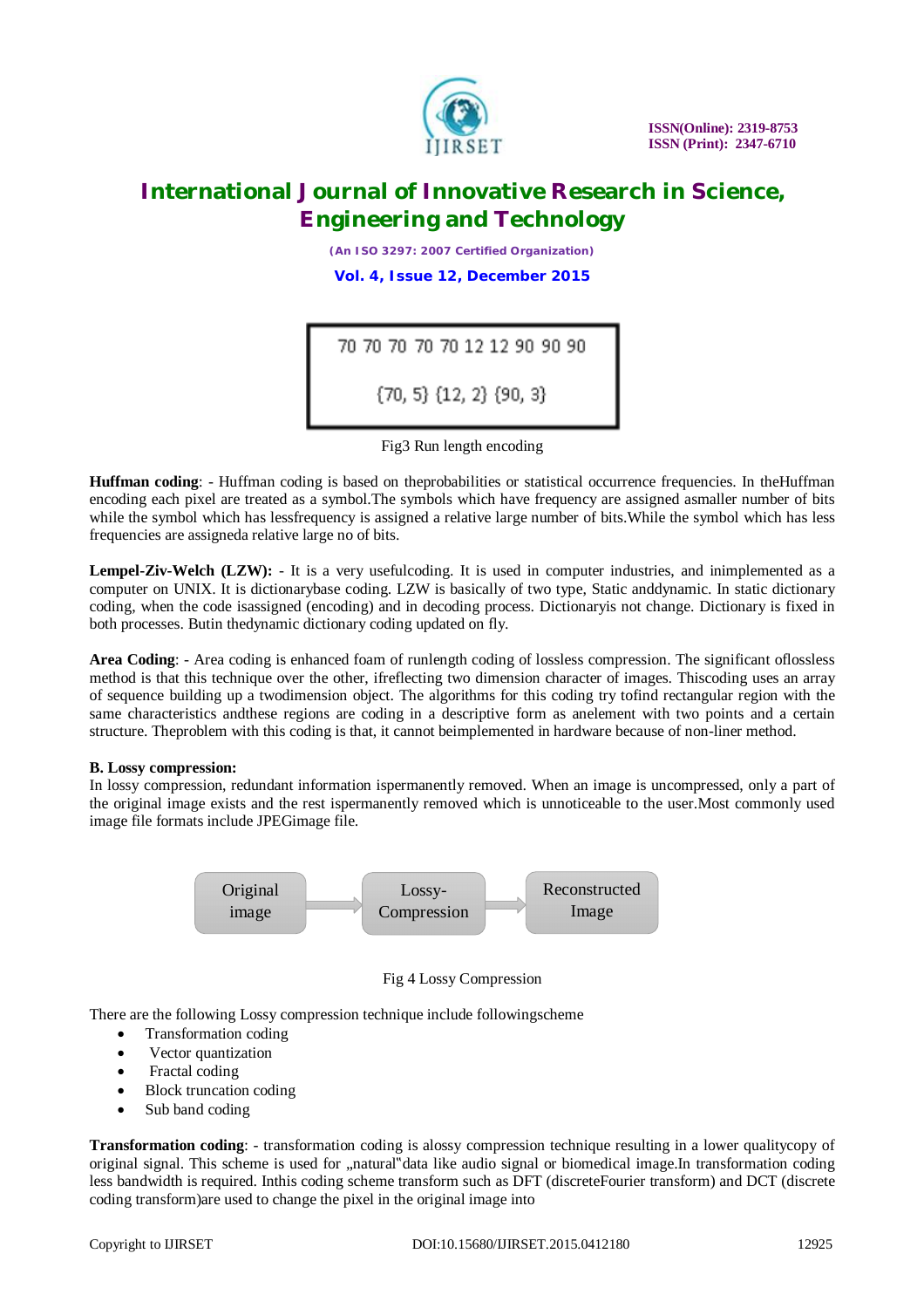70 70 70 70 70 12 12 90 90 90

{70, 5} {12, 2} {90, 3}

Fig3 Run length encoding

**Huffman coding**: - Huffman coding is based on theprobabilities or statistical occurrence frequencies. In theHuffman encoding each pixel are treated as a symbol.The symbols which have frequency are assigned asmaller number of bits while the symbol which has lessfrequency is assigned a relative large number of bits.While the symbol which has less frequencies are assigneda relative large no of bits.

**Lempel-Ziv-Welch (LZW):** - It is a very usefulcoding. It is used in computer industries, and inimplemented as a computer on UNIX. It is dictionarybase coding. LZW is basically of two type, Static anddynamic. In static dictionary coding, when the code isassigned (encoding) and in decoding process. Dictionaryis not change. Dictionary is fixed in both processes. Butin thedynamic dictionary coding updated on fly.

**Area Coding**: - Area coding is enhanced foam of runlength coding of lossless compression. The significant oflossless method is that this technique over the other, ifreflecting two dimension character of images. Thiscoding uses an array of sequence building up a twodimension object. The algorithms for this coding try tofind rectangular region with the same characteristics andthese regions are coding in a descriptive form as anelement with two points and a certain structure. Theproblem with this coding is that, it cannot beimplemented in hardware because of non-liner method.

**B. Lossy compression:**

In lossy compression, redundant information ispermanently removed. When an image is uncompressed, only a part of the original image exists and the rest ispermanently removed which is unnoticeable to the user.Most commonly used image file formats include JPEGimage file.

Original image → Lossy-Compression → Reconstructed Image

Fig 4 Lossy Compression

There are the following Lossy compression technique include followingscheme

- Transformation coding
- Vector quantization
- Fractal coding
- Block truncation coding
- Sub band coding

**Transformation coding**: - transformation coding is alossy compression technique resulting in a lower qualitycopy of original signal. This scheme is used for „natural"data like audio signal or biomedical image.In transformation coding less bandwidth is required. Inthis coding scheme transform such as DFT (discreteFourier transform) and DCT (discrete coding transform)are used to change the pixel in the original image into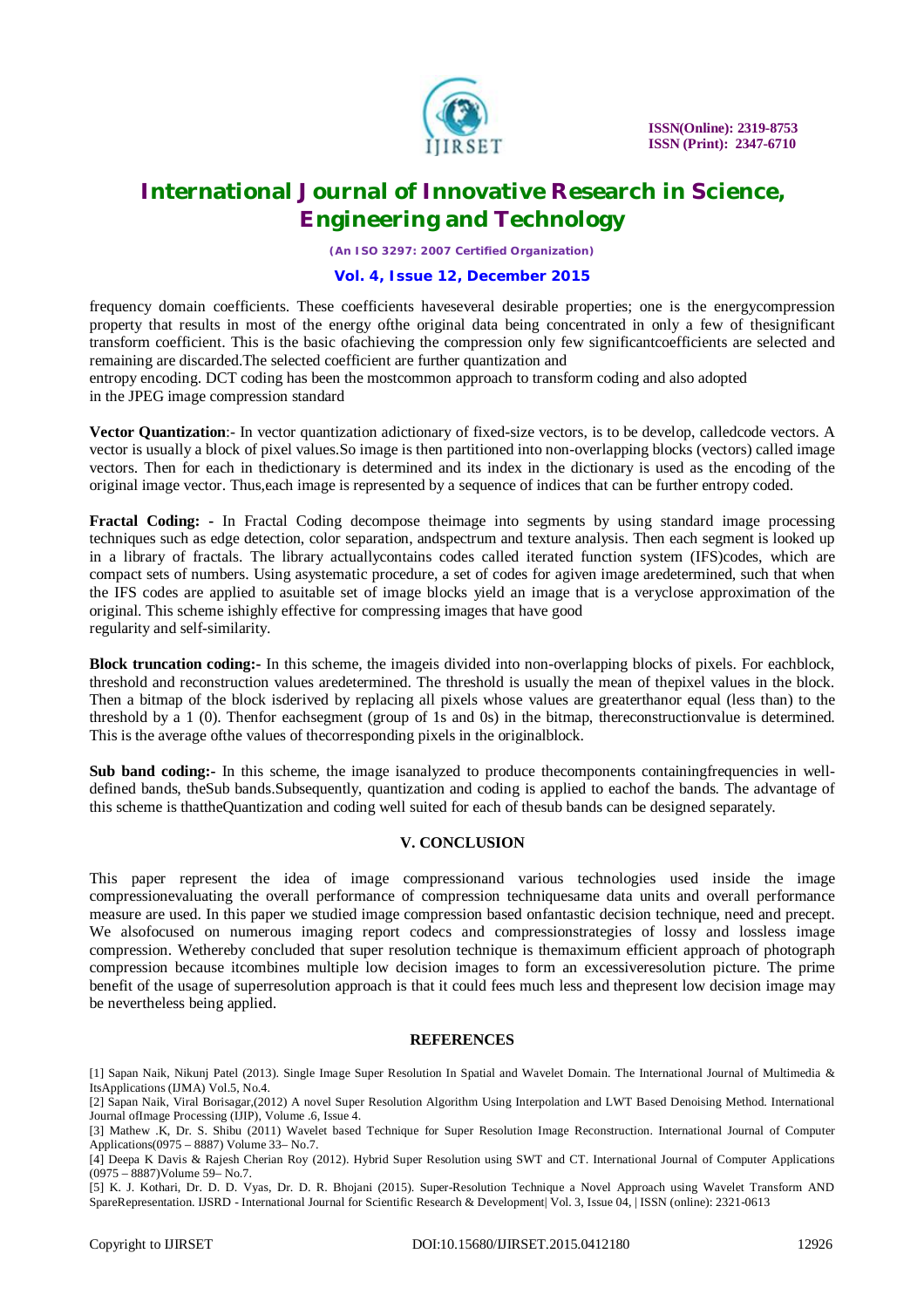frequency domain coefficients. These coefficients haveseveral desirable properties; one is the energycompression property that results in most of the energy ofthe original data being concentrated in only a few of thesignificant transform coefficient. This is the basic ofachieving the compression only few significantcoefficients are selected and remaining are discarded.The selected coefficient are further quantization and entropy encoding. DCT coding has been the mostcommon approach to transform coding and also adopted in the JPEG image compression standard

**Vector Quantization**:- In vector quantization adictionary of fixed-size vectors, is to be develop, calledcode vectors. A vector is usually a block of pixel values.So image is then partitioned into non-overlapping blocks (vectors) called image vectors. Then for each in thedictionary is determined and its index in the dictionary is used as the encoding of the original image vector. Thus,each image is represented by a sequence of indices that can be further entropy coded.

**Fractal Coding: -** In Fractal Coding decompose theimage into segments by using standard image processing techniques such as edge detection, color separation, andspectrum and texture analysis. Then each segment is looked up in a library of fractals. The library actuallycontains codes called iterated function system (IFS)codes, which are compact sets of numbers. Using asystematic procedure, a set of codes for agiven image aredetermined, such that when the IFS codes are applied to asuitable set of image blocks yield an image that is a veryclose approximation of the original. This scheme ishighly effective for compressing images that have good regularity and self-similarity.

**Block truncation coding:-** In this scheme, the imageis divided into non-overlapping blocks of pixels. For eachblock, threshold and reconstruction values aredetermined. The threshold is usually the mean of thepixel values in the block. Then a bitmap of the block isderived by replacing all pixels whose values are greaterthanor equal (less than) to the threshold by a 1 (0). Thenfor eachsegment (group of 1s and 0s) in the bitmap, thereconstructionvalue is determined. This is the average ofthe values of thecorresponding pixels in the originalblock.

**Sub band coding:-** In this scheme, the image isanalyzed to produce thecomponents containingfrequencies in well-defined bands, theSub bands.Subsequently, quantization and coding is applied to eachof the bands. The advantage of this scheme is thattheQuantization and coding well suited for each of thesub bands can be designed separately.

## V. CONCLUSION

This paper represent the idea of image compressionand various technologies used inside the image compressionevaluating the overall performance of compression techniquesame data units and overall performance measure are used. In this paper we studied image compression based onfantastic decision technique, need and precept. We alsofocused on numerous imaging report codecs and compressionstrategies of lossy and lossless image compression. Wethereby concluded that super resolution technique is themaximum efficient approach of photograph compression because itcombines multiple low decision images to form an excessiveresolution picture. The prime benefit of the usage of superresolution approach is that it could fees much less and thepresent low decision image may be nevertheless being applied.

## REFERENCES

[1] Sapan Naik, Nikunj Patel (2013). Single Image Super Resolution In Spatial and Wavelet Domain. The International Journal of Multimedia & ItsApplications (IJMA) Vol.5, No.4.

[2] Sapan Naik, Viral Borisagar,(2012) A novel Super Resolution Algorithm Using Interpolation and LWT Based Denoising Method. International Journal ofImage Processing (IJIP), Volume .6, Issue 4.

[3] Mathew .K, Dr. S. Shibu (2011) Wavelet based Technique for Super Resolution Image Reconstruction. International Journal of Computer Applications(0975 – 8887) Volume 33– No.7.

[4] Deepa K Davis & Rajesh Cherian Roy (2012). Hybrid Super Resolution using SWT and CT. International Journal of Computer Applications (0975 – 8887)Volume 59– No.7.

[5] K. J. Kothari, Dr. D. D. Vyas, Dr. D. R. Bhojani (2015). Super-Resolution Technique a Novel Approach using Wavelet Transform AND SpareRepresentation. IJSRD - International Journal for Scientific Research & Development| Vol. 3, Issue 04, | ISSN (online): 2321-0613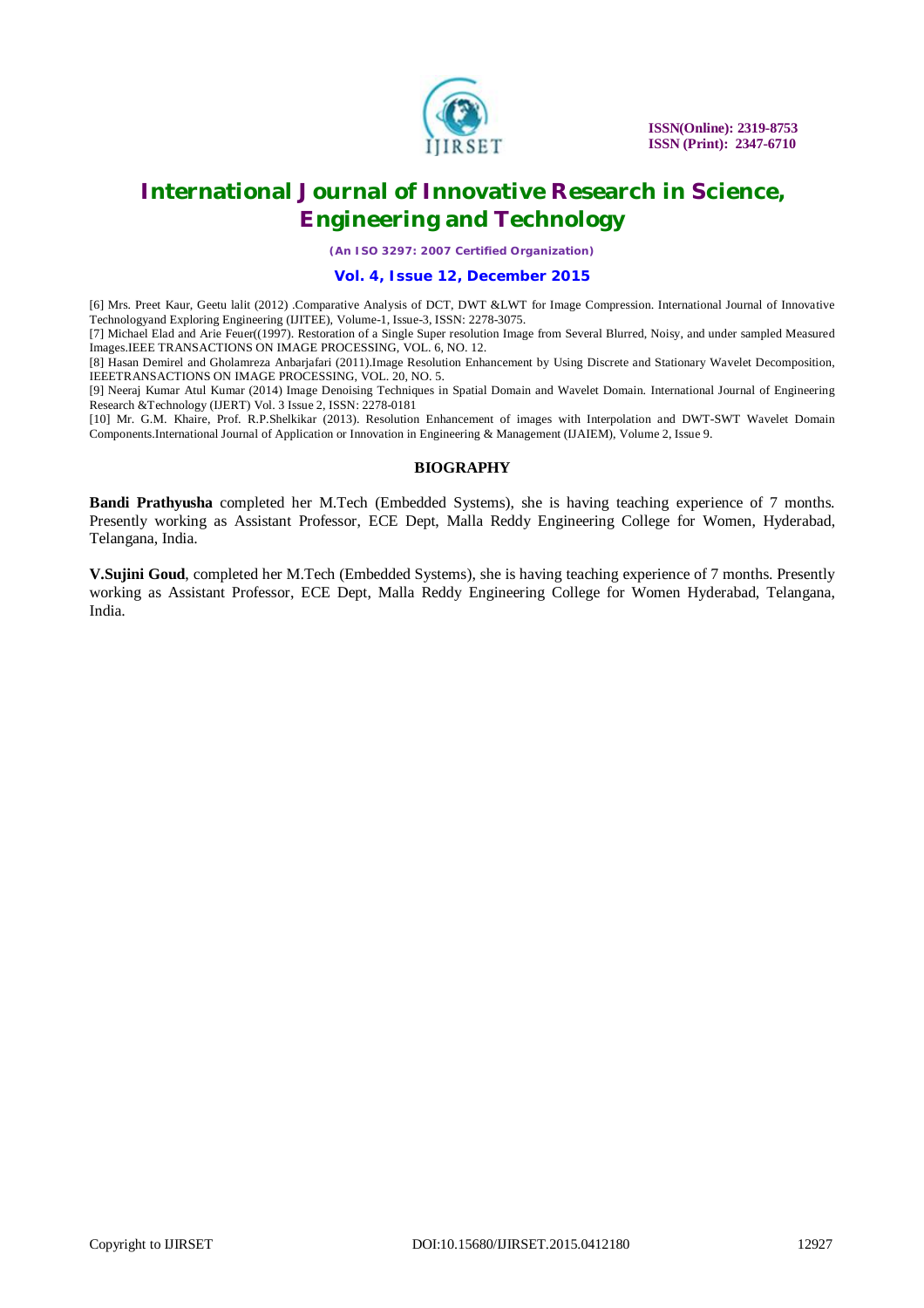[6] Mrs. Preet Kaur, Geetu lalit (2012) .Comparative Analysis of DCT, DWT &LWT for Image Compression. International Journal of Innovative Technologyand Exploring Engineering (IJITEE), Volume-1, Issue-3, ISSN: 2278-3075.

[7] Michael Elad and Arie Feuer((1997). Restoration of a Single Super resolution Image from Several Blurred, Noisy, and under sampled Measured Images.IEEE TRANSACTIONS ON IMAGE PROCESSING, VOL. 6, NO. 12.

[8] Hasan Demirel and Gholamreza Anbarjafari (2011).Image Resolution Enhancement by Using Discrete and Stationary Wavelet Decomposition, IEEETRANSACTIONS ON IMAGE PROCESSING, VOL. 20, NO. 5.

[9] Neeraj Kumar Atul Kumar (2014) Image Denoising Techniques in Spatial Domain and Wavelet Domain. International Journal of Engineering Research &Technology (IJERT) Vol. 3 Issue 2, ISSN: 2278-0181

[10] Mr. G.M. Khaire, Prof. R.P.Shelkikar (2013). Resolution Enhancement of images with Interpolation and DWT-SWT Wavelet Domain Components.International Journal of Application or Innovation in Engineering & Management (IJAIEM), Volume 2, Issue 9.

## BIOGRAPHY

**Bandi Prathyusha** completed her M.Tech (Embedded Systems), she is having teaching experience of 7 months. Presently working as Assistant Professor, ECE Dept, Malla Reddy Engineering College for Women, Hyderabad, Telangana, India.

**V.Sujini Goud**, completed her M.Tech (Embedded Systems), she is having teaching experience of 7 months. Presently working as Assistant Professor, ECE Dept, Malla Reddy Engineering College for Women Hyderabad, Telangana, India.